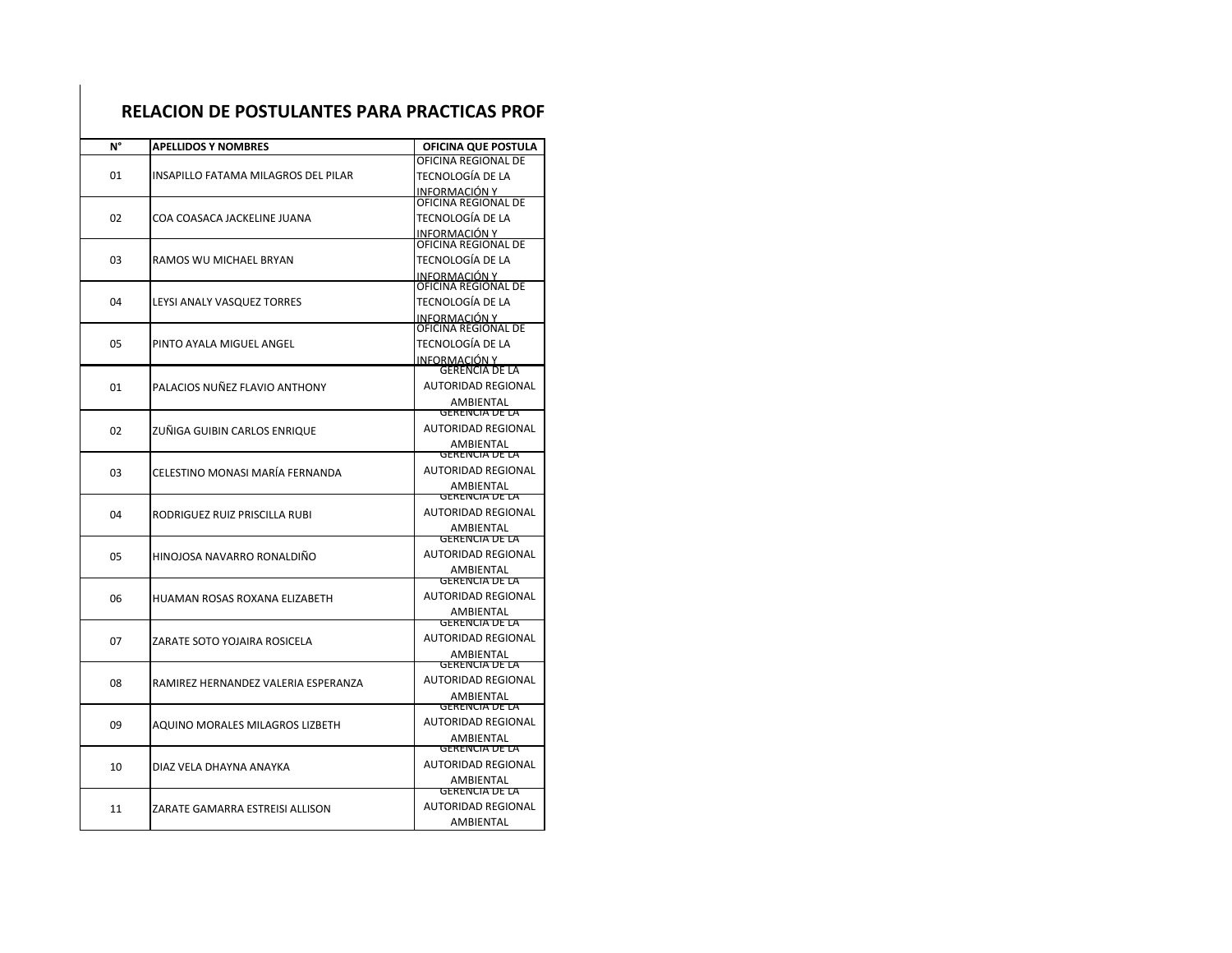# RELACION DE POSTULANTES PARA PRACTICAS PROF

| N° | APELLIDOS Y NOMBRES | OFICINA QUE POSTULA |
|---|---|---|
| 01 | INSAPILLO FATAMA MILAGROS DEL PILAR | OFICINA REGIONAL DE TECNOLOGÍA DE LA INFORMACIÓN Y |
| 02 | COA COASACA JACKELINE JUANA | OFICINA REGIONAL DE TECNOLOGÍA DE LA INFORMACIÓN Y |
| 03 | RAMOS WU MICHAEL BRYAN | OFICINA REGIONAL DE TECNOLOGÍA DE LA INFORMACIÓN Y |
| 04 | LEYSI ANALY VASQUEZ TORRES | OFICINA REGIONAL DE TECNOLOGÍA DE LA INFORMACIÓN Y |
| 05 | PINTO AYALA MIGUEL ANGEL | OFICINA REGIONAL DE TECNOLOGÍA DE LA INFORMACIÓN Y |
| 01 | PALACIOS NUÑEZ FLAVIO ANTHONY | GERENCIA DE LA AUTORIDAD REGIONAL AMBIENTAL |
| 02 | ZUÑIGA GUIBIN CARLOS ENRIQUE | GERENCIA DE LA AUTORIDAD REGIONAL AMBIENTAL |
| 03 | CELESTINO MONASI MARÍA FERNANDA | GERENCIA DE LA AUTORIDAD REGIONAL AMBIENTAL |
| 04 | RODRIGUEZ RUIZ PRISCILLA RUBI | GERENCIA DE LA AUTORIDAD REGIONAL AMBIENTAL |
| 05 | HINOJOSA NAVARRO RONALDIÑO | GERENCIA DE LA AUTORIDAD REGIONAL AMBIENTAL |
| 06 | HUAMAN ROSAS ROXANA ELIZABETH | GERENCIA DE LA AUTORIDAD REGIONAL AMBIENTAL |
| 07 | ZARATE SOTO YOJAIRA ROSICELA | GERENCIA DE LA AUTORIDAD REGIONAL AMBIENTAL |
| 08 | RAMIREZ HERNANDEZ VALERIA ESPERANZA | GERENCIA DE LA AUTORIDAD REGIONAL AMBIENTAL |
| 09 | AQUINO MORALES MILAGROS LIZBETH | GERENCIA DE LA AUTORIDAD REGIONAL AMBIENTAL |
| 10 | DIAZ VELA DHAYNA ANAYKA | GERENCIA DE LA AUTORIDAD REGIONAL AMBIENTAL |
| 11 | ZARATE GAMARRA ESTREISI ALLISON | GERENCIA DE LA AUTORIDAD REGIONAL AMBIENTAL |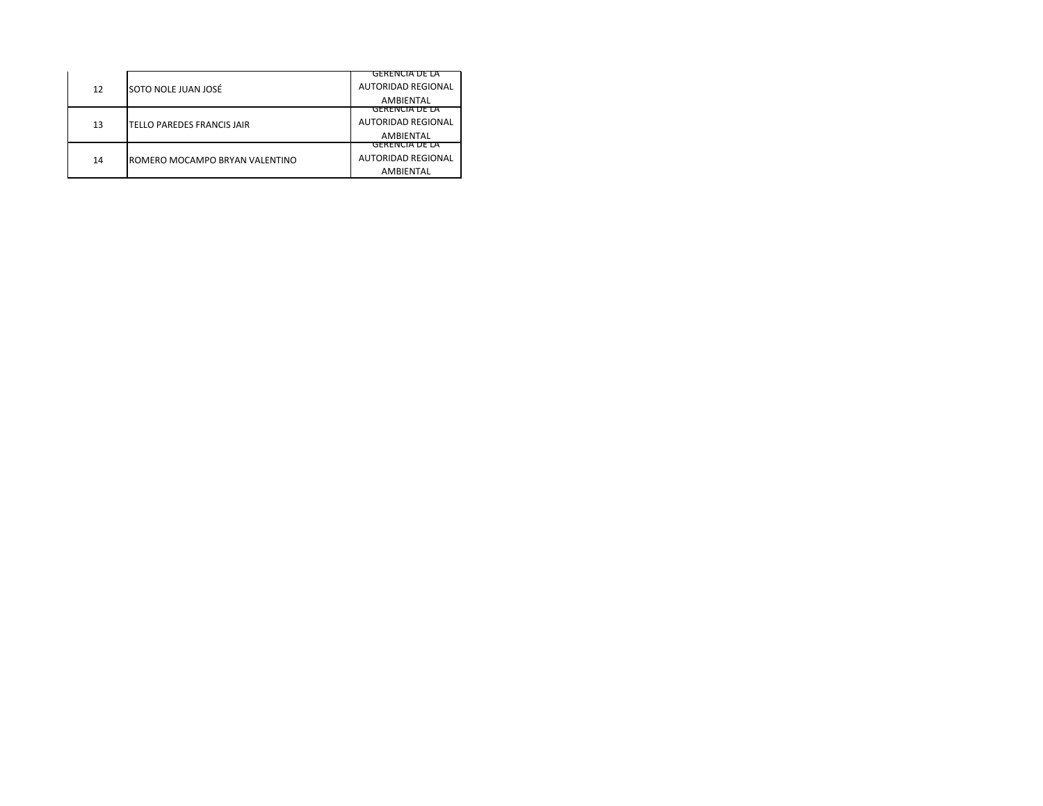| | | |
|---|---|---|
| 12 | SOTO NOLE JUAN JOSÉ | GERENCIA DE LA AUTORIDAD REGIONAL AMBIENTAL |
| 13 | TELLO PAREDES FRANCIS JAIR | GERENCIA DE LA AUTORIDAD REGIONAL AMBIENTAL |
| 14 | ROMERO MOCAMPO BRYAN VALENTINO | GERENCIA DE LA AUTORIDAD REGIONAL AMBIENTAL |